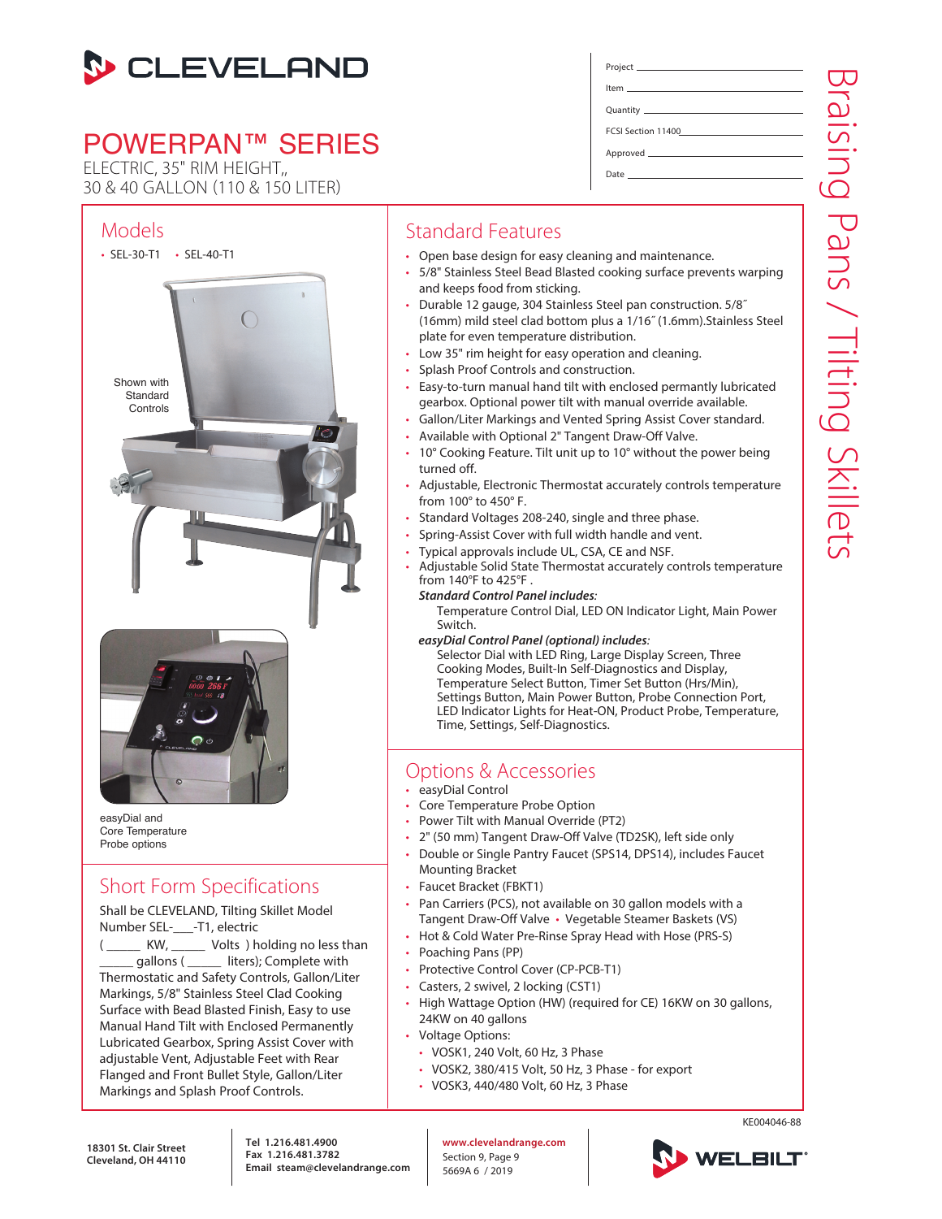# CLEVELAND

## POWERPAN™ SERIES

ELECTRIC, 35" RIM HEIGHT,,
30 & 40 GALLON (110 & 150 LITER)

Project \_\_\_\_\_\_\_\_\_\_\_\_\_\_\_\_\_\_\_\_

Item \_\_\_\_\_\_\_\_\_\_\_\_\_\_\_\_\_\_\_\_

Quantity \_\_\_\_\_\_\_\_\_\_\_\_\_\_\_\_\_\_\_\_

FCSI Section 11400\_\_\_\_\_\_\_\_\_\_\_\_\_\_\_\_\_\_\_\_

Approved \_\_\_\_\_\_\_\_\_\_\_\_\_\_\_\_\_\_\_\_

Date \_\_\_\_\_\_\_\_\_\_\_\_\_\_\_\_\_\_\_\_

Braising Pans / Tilting Skillets

## Models

- SEL-30-T1
- SEL-40-T1

Shown with Standard Controls

easyDial and Core Temperature Probe options

## Short Form Specifications

Shall be CLEVELAND, Tilting Skillet Model Number SEL-\_\_\_-T1, electric (\_\_\_\_\_ KW, \_\_\_\_\_ Volts ) holding no less than \_\_\_\_\_ gallons ( \_\_\_\_\_ liters); Complete with Thermostatic and Safety Controls, Gallon/Liter Markings, 5/8" Stainless Steel Clad Cooking Surface with Bead Blasted Finish, Easy to use Manual Hand Tilt with Enclosed Permanently Lubricated Gearbox, Spring Assist Cover with adjustable Vent, Adjustable Feet with Rear Flanged and Front Bullet Style, Gallon/Liter Markings and Splash Proof Controls.

## Standard Features

- Open base design for easy cleaning and maintenance.
- 5/8" Stainless Steel Bead Blasted cooking surface prevents warping and keeps food from sticking.
- Durable 12 gauge, 304 Stainless Steel pan construction. 5/8˝ (16mm) mild steel clad bottom plus a 1/16˝ (1.6mm).Stainless Steel plate for even temperature distribution.
- Low 35" rim height for easy operation and cleaning.
- Splash Proof Controls and construction.
- Easy-to-turn manual hand tilt with enclosed permantly lubricated gearbox. Optional power tilt with manual override available.
- Gallon/Liter Markings and Vented Spring Assist Cover standard.
- Available with Optional 2" Tangent Draw-Off Valve.
- 10° Cooking Feature. Tilt unit up to 10° without the power being turned off.
- Adjustable, Electronic Thermostat accurately controls temperature from 100° to 450° F.
- Standard Voltages 208-240, single and three phase.
- Spring-Assist Cover with full width handle and vent.
- Typical approvals include UL, CSA, CE and NSF.
- Adjustable Solid State Thermostat accurately controls temperature from 140°F to 425°F .

***Standard Control Panel includes:***
Temperature Control Dial, LED ON Indicator Light, Main Power Switch.

***easyDial Control Panel (optional) includes:***
Selector Dial with LED Ring, Large Display Screen, Three Cooking Modes, Built-In Self-Diagnostics and Display, Temperature Select Button, Timer Set Button (Hrs/Min), Settings Button, Main Power Button, Probe Connection Port, LED Indicator Lights for Heat-ON, Product Probe, Temperature, Time, Settings, Self-Diagnostics.

## Options & Accessories

- easyDial Control
- Core Temperature Probe Option
- Power Tilt with Manual Override (PT2)
- 2" (50 mm) Tangent Draw-Off Valve (TD2SK), left side only
- Double or Single Pantry Faucet (SPS14, DPS14), includes Faucet Mounting Bracket
- Faucet Bracket (FBKT1)
- Pan Carriers (PCS), not available on 30 gallon models with a Tangent Draw-Off Valve
- Vegetable Steamer Baskets (VS)
- Hot & Cold Water Pre-Rinse Spray Head with Hose (PRS-S)
- Poaching Pans (PP)
- Protective Control Cover (CP-PCB-T1)
- Casters, 2 swivel, 2 locking (CST1)
- High Wattage Option (HW) (required for CE) 16KW on 30 gallons, 24KW on 40 gallons
- Voltage Options:
  - VOSK1, 240 Volt, 60 Hz, 3 Phase
  - VOSK2, 380/415 Volt, 50 Hz, 3 Phase - for export
  - VOSK3, 440/480 Volt, 60 Hz, 3 Phase

KE004046-88

**18301 St. Clair Street**
**Cleveland, OH 44110**

**Tel 1.216.481.4900**
**Fax 1.216.481.3782**
**Email steam@clevelandrange.com**

**www.clevelandrange.com**
Section 9, Page 9
5669A 6 / 2019

WELBILT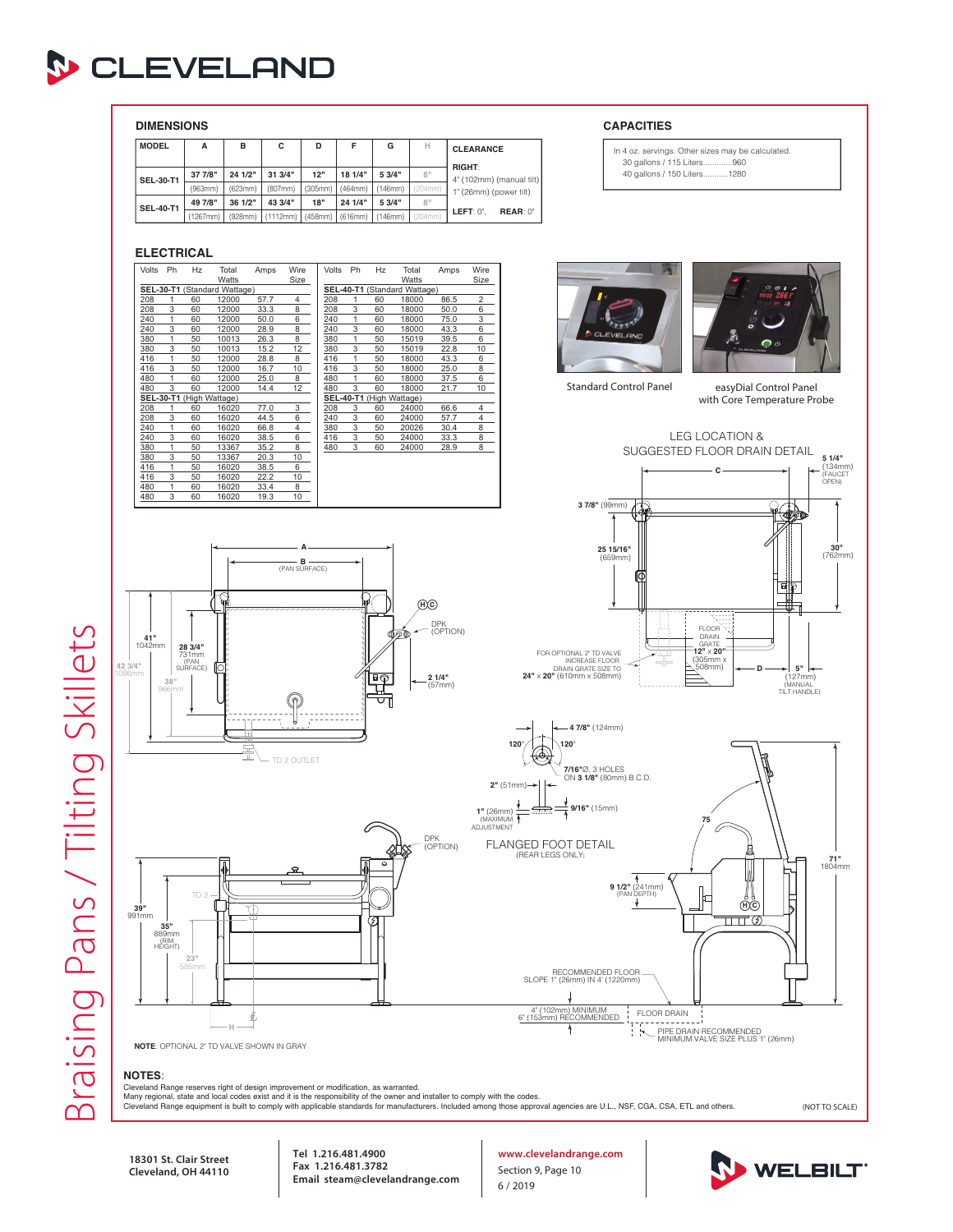# CLEVELAND

## DIMENSIONS

| MODEL | A | B | C | D | F | G | H | CLEARANCE |
|---|---|---|---|---|---|---|---|---|
| SEL-30-T1 | 37 7/8" (963mm) | 24 1/2" (623mm) | 31 3/4" (807mm) | 12" (305mm) | 18 1/4" (464mm) | 5 3/4" (146mm) | 8" (204mm) | RIGHT: 4" (102mm) (manual tilt) 1" (26mm) (power tilt) |
| SEL-40-T1 | 49 7/8" (1267mm) | 36 1/2" (928mm) | 43 3/4" (1112mm) | 18" (458mm) | 24 1/4" (616mm) | 5 3/4" (146mm) | 8" (204mm) | LEFT: 0", REAR: 0" |

## CAPACITIES

In 4 oz. servings. Other sizes may be calculated.

30 gallons / 115 Liters............960

40 gallons / 150 Liters...........1280

## ELECTRICAL

| Volts | Ph | Hz | Total Watts | Amps | Wire Size |
|---|---|---|---|---|---|
| **SEL-30-T1** (Standard Wattage) | | | | | |
| 208 | 1 | 60 | 12000 | 57.7 | 4 |
| 208 | 3 | 60 | 12000 | 33.3 | 8 |
| 240 | 1 | 60 | 12000 | 50.0 | 6 |
| 240 | 3 | 60 | 12000 | 28.9 | 8 |
| 380 | 1 | 50 | 10013 | 26.3 | 8 |
| 380 | 3 | 50 | 10013 | 15.2 | 12 |
| 416 | 1 | 50 | 12000 | 28.8 | 8 |
| 416 | 3 | 50 | 12000 | 16.7 | 10 |
| 480 | 1 | 60 | 12000 | 25.0 | 8 |
| 480 | 3 | 60 | 12000 | 14.4 | 12 |
| **SEL-30-T1** (High Wattage) | | | | | |
| 208 | 1 | 60 | 16020 | 77.0 | 3 |
| 208 | 3 | 60 | 16020 | 44.5 | 6 |
| 240 | 1 | 60 | 16020 | 66.8 | 4 |
| 240 | 3 | 60 | 16020 | 38.5 | 6 |
| 380 | 1 | 50 | 13367 | 35.2 | 8 |
| 380 | 3 | 50 | 13367 | 20.3 | 10 |
| 416 | 1 | 50 | 16020 | 38.5 | 6 |
| 416 | 3 | 50 | 16020 | 22.2 | 10 |
| 480 | 1 | 60 | 16020 | 33.4 | 8 |
| 480 | 3 | 60 | 16020 | 19.3 | 10 |

| Volts | Ph | Hz | Total Watts | Amps | Wire Size |
|---|---|---|---|---|---|
| **SEL-40-T1** (Standard Wattage) | | | | | |
| 208 | 1 | 60 | 18000 | 86.5 | 2 |
| 208 | 3 | 60 | 18000 | 50.0 | 6 |
| 240 | 1 | 60 | 18000 | 75.0 | 3 |
| 240 | 3 | 60 | 18000 | 43.3 | 6 |
| 380 | 1 | 50 | 15019 | 39.5 | 6 |
| 380 | 3 | 50 | 15019 | 22.8 | 10 |
| 416 | 1 | 50 | 18000 | 43.3 | 6 |
| 416 | 3 | 50 | 18000 | 25.0 | 8 |
| 480 | 1 | 60 | 18000 | 37.5 | 6 |
| 480 | 3 | 60 | 18000 | 21.7 | 10 |
| **SEL-40-T1** (High Wattage) | | | | | |
| 208 | 3 | 60 | 24000 | 66.6 | 4 |
| 240 | 3 | 60 | 24000 | 57.7 | 4 |
| 380 | 3 | 50 | 20026 | 30.4 | 8 |
| 416 | 3 | 60 | 24000 | 33.3 | 8 |
| 480 | 3 | 60 | 24000 | 28.9 | 8 |

Standard Control Panel

easyDial Control Panel with Core Temperature Probe

LEG LOCATION & SUGGESTED FLOOR DRAIN DETAIL

C

5 1/4" (134mm) (FAUCET OPEN)

3 7/8" (99mm)

25 15/16" (659mm)

30" (762mm)

FLOOR DRAIN GRATE 12" x 20" (305mm x 508mm)

FOR OPTIONAL 2" TD VALVE INCREASE FLOOR DRAIN GRATE SIZE TO 24" x 20" (610mm x 508mm)

D

5" (127mm) (MANUAL TILT HANDLE)

A

B (PAN SURFACE)

H C

DPK (OPTION)

41" 1042mm

28 3/4" 731mm (PAN SURFACE)

42 3/4" 1086mm

38" 966mm

2 1/4" (57mm)

TD 2 OUTLET

4 7/8" (124mm)

120° 120°

7/16"Ø, 3 HOLES ON 3 1/8" (80mm) B.C.D.

2" (51mm)

1" (26mm) (MAXIMUM ADJUSTMENT

9/16" (15mm)

FLANGED FOOT DETAIL (REAR LEGS ONLY)

75

71" 1804mm

DPK (OPTION)

TD 2

39" 991mm

35" 889mm (RIM HEIGHT)

23" 585mm

9 1/2" (241mm) (PAN DEPTH)

RECOMMENDED FLOOR SLOPE 1" (26mm) IN 4' (1220mm)

4" (102mm) MINIMUM 6" (153mm) RECOMMENDED

FLOOR DRAIN

PIPE DRAIN RECOMMENDED MINIMUM VALVE SIZE PLUS 1" (26mm)

H

**NOTE**: OPTIONAL 2" TD VALVE SHOWN IN GRAY

## NOTES:

Cleveland Range reserves right of design improvement or modification, as warranted.
Many regional, state and local codes exist and it is the responsibility of the owner and installer to comply with the codes.
Cleveland Range equipment is built to comply with applicable standards for manufacturers. Included among those approval agencies are U.L., NSF, CGA, CSA, ETL and others.

(NOT TO SCALE)

Braising Pans / Tilting Skillets

18301 St. Clair Street
Cleveland, OH 44110

Tel 1.216.481.4900
Fax 1.216.481.3782
Email steam@clevelandrange.com

www.clevelandrange.com
Section 9, Page 10
6 / 2019

WELBILT